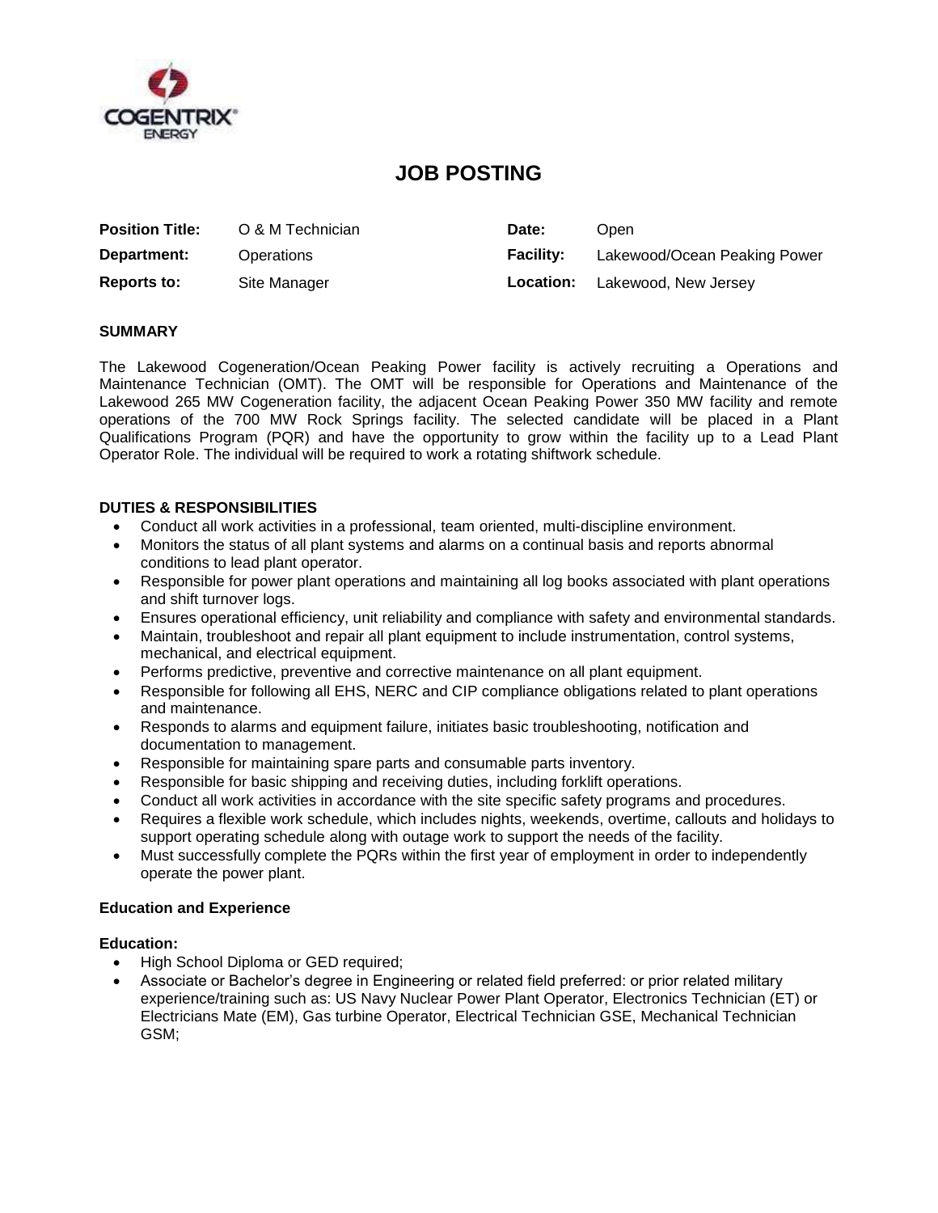COGENTRIX® ENERGY

# JOB POSTING

| | | | |
|---|---|---|---|
| **Position Title:** | O & M Technician | **Date:** | Open |
| **Department:** | Operations | **Facility:** | Lakewood/Ocean Peaking Power |
| **Reports to:** | Site Manager | **Location:** | Lakewood, New Jersey |

**SUMMARY**

The Lakewood Cogeneration/Ocean Peaking Power facility is actively recruiting a Operations and Maintenance Technician (OMT). The OMT will be responsible for Operations and Maintenance of the Lakewood 265 MW Cogeneration facility, the adjacent Ocean Peaking Power 350 MW facility and remote operations of the 700 MW Rock Springs facility. The selected candidate will be placed in a Plant Qualifications Program (PQR) and have the opportunity to grow within the facility up to a Lead Plant Operator Role. The individual will be required to work a rotating shiftwork schedule.

**DUTIES & RESPONSIBILITIES**

- Conduct all work activities in a professional, team oriented, multi-discipline environment.
- Monitors the status of all plant systems and alarms on a continual basis and reports abnormal conditions to lead plant operator.
- Responsible for power plant operations and maintaining all log books associated with plant operations and shift turnover logs.
- Ensures operational efficiency, unit reliability and compliance with safety and environmental standards.
- Maintain, troubleshoot and repair all plant equipment to include instrumentation, control systems, mechanical, and electrical equipment.
- Performs predictive, preventive and corrective maintenance on all plant equipment.
- Responsible for following all EHS, NERC and CIP compliance obligations related to plant operations and maintenance.
- Responds to alarms and equipment failure, initiates basic troubleshooting, notification and documentation to management.
- Responsible for maintaining spare parts and consumable parts inventory.
- Responsible for basic shipping and receiving duties, including forklift operations.
- Conduct all work activities in accordance with the site specific safety programs and procedures.
- Requires a flexible work schedule, which includes nights, weekends, overtime, callouts and holidays to support operating schedule along with outage work to support the needs of the facility.
- Must successfully complete the PQRs within the first year of employment in order to independently operate the power plant.

**Education and Experience**

**Education:**

- High School Diploma or GED required;
- Associate or Bachelor's degree in Engineering or related field preferred: or prior related military experience/training such as: US Navy Nuclear Power Plant Operator, Electronics Technician (ET) or Electricians Mate (EM), Gas turbine Operator, Electrical Technician GSE, Mechanical Technician GSM;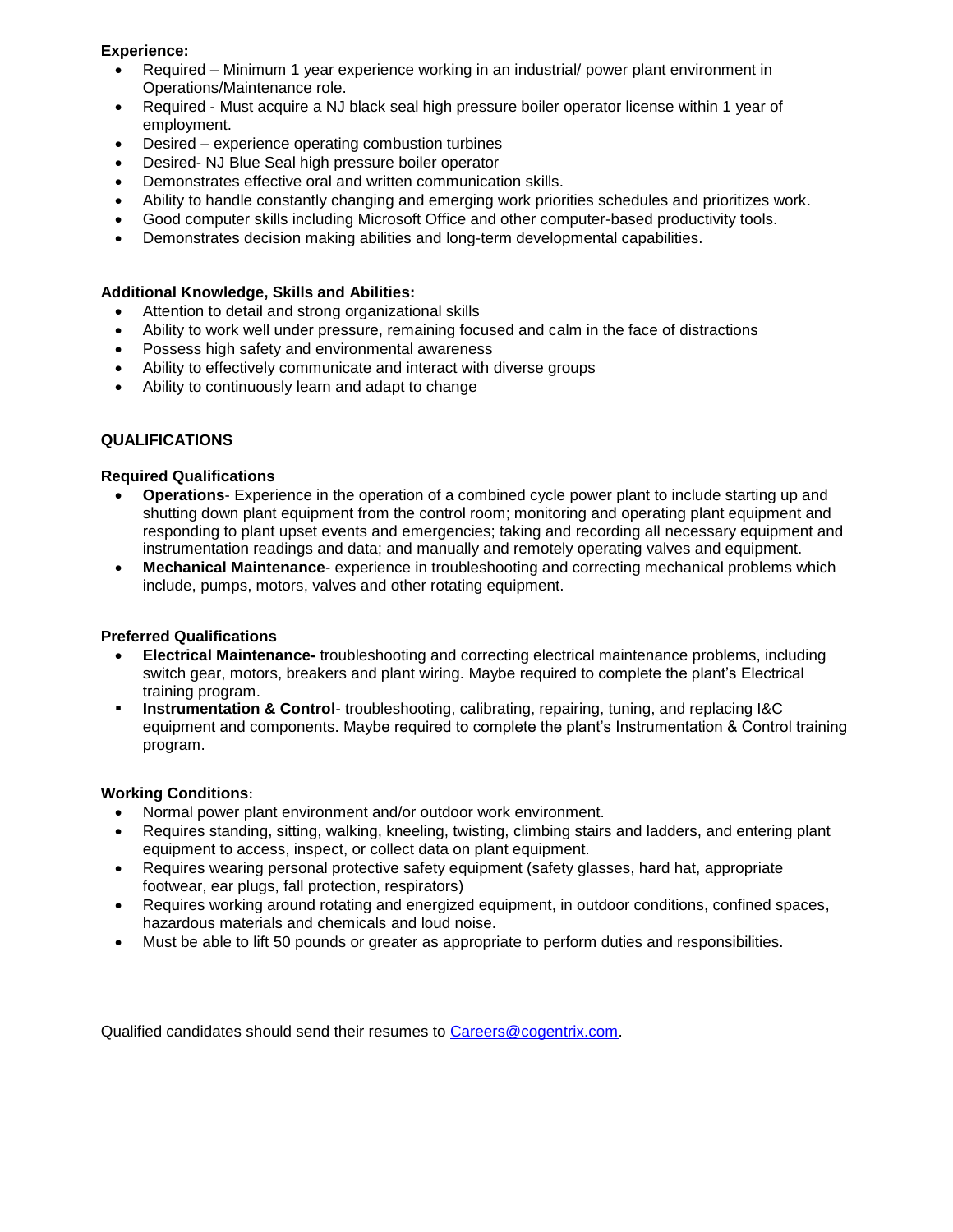**Experience:**

- Required – Minimum 1 year experience working in an industrial/ power plant environment in Operations/Maintenance role.
- Required - Must acquire a NJ black seal high pressure boiler operator license within 1 year of employment.
- Desired – experience operating combustion turbines
- Desired- NJ Blue Seal high pressure boiler operator
- Demonstrates effective oral and written communication skills.
- Ability to handle constantly changing and emerging work priorities schedules and prioritizes work.
- Good computer skills including Microsoft Office and other computer-based productivity tools.
- Demonstrates decision making abilities and long-term developmental capabilities.

**Additional Knowledge, Skills and Abilities:**

- Attention to detail and strong organizational skills
- Ability to work well under pressure, remaining focused and calm in the face of distractions
- Possess high safety and environmental awareness
- Ability to effectively communicate and interact with diverse groups
- Ability to continuously learn and adapt to change

**QUALIFICATIONS**

**Required Qualifications**

- **Operations**- Experience in the operation of a combined cycle power plant to include starting up and shutting down plant equipment from the control room; monitoring and operating plant equipment and responding to plant upset events and emergencies; taking and recording all necessary equipment and instrumentation readings and data; and manually and remotely operating valves and equipment.
- **Mechanical Maintenance**- experience in troubleshooting and correcting mechanical problems which include, pumps, motors, valves and other rotating equipment.

**Preferred Qualifications**

- **Electrical Maintenance-** troubleshooting and correcting electrical maintenance problems, including switch gear, motors, breakers and plant wiring. Maybe required to complete the plant's Electrical training program.
- **Instrumentation & Control**- troubleshooting, calibrating, repairing, tuning, and replacing I&C equipment and components. Maybe required to complete the plant's Instrumentation & Control training program.

**Working Conditions:**

- Normal power plant environment and/or outdoor work environment.
- Requires standing, sitting, walking, kneeling, twisting, climbing stairs and ladders, and entering plant equipment to access, inspect, or collect data on plant equipment.
- Requires wearing personal protective safety equipment (safety glasses, hard hat, appropriate footwear, ear plugs, fall protection, respirators)
- Requires working around rotating and energized equipment, in outdoor conditions, confined spaces, hazardous materials and chemicals and loud noise.
- Must be able to lift 50 pounds or greater as appropriate to perform duties and responsibilities.

Qualified candidates should send their resumes to Careers@cogentrix.com.